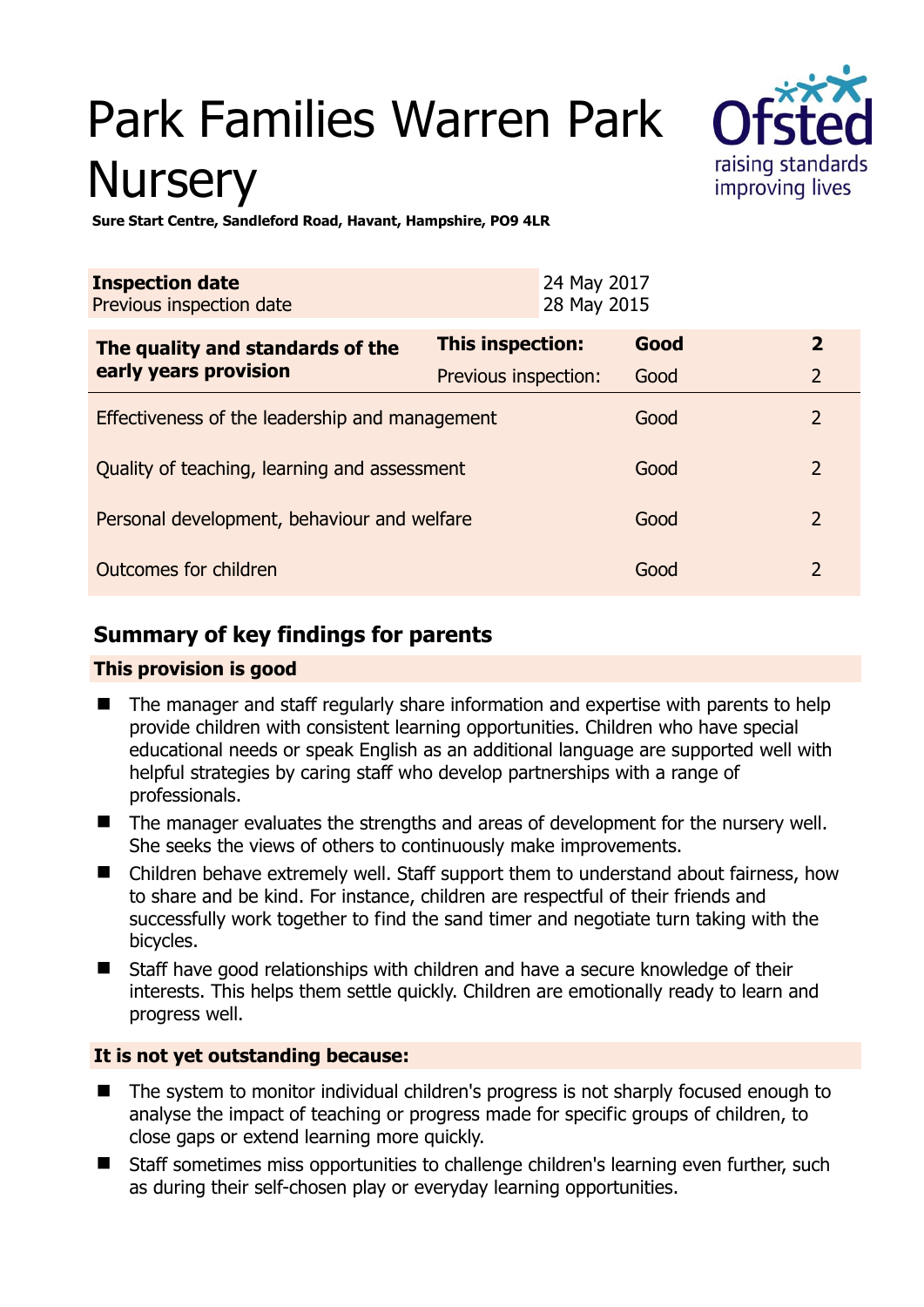# Park Families Warren Park Nursery

**Sure Start Centre, Sandleford Road, Havant, Hampshire, PO9 4LR**

| **Inspection date** | 24 May 2017 |
|---|---|
| Previous inspection date | 28 May 2015 |

| **The quality and standards of the early years provision** | **This inspection:** | **Good** | **2** |
|---|---|---|---|
| | Previous inspection: | Good | 2 |
| Effectiveness of the leadership and management | | Good | 2 |
| Quality of teaching, learning and assessment | | Good | 2 |
| Personal development, behaviour and welfare | | Good | 2 |
| Outcomes for children | | Good | 2 |

## Summary of key findings for parents

### This provision is good

- The manager and staff regularly share information and expertise with parents to help provide children with consistent learning opportunities. Children who have special educational needs or speak English as an additional language are supported well with helpful strategies by caring staff who develop partnerships with a range of professionals.
- The manager evaluates the strengths and areas of development for the nursery well. She seeks the views of others to continuously make improvements.
- Children behave extremely well. Staff support them to understand about fairness, how to share and be kind. For instance, children are respectful of their friends and successfully work together to find the sand timer and negotiate turn taking with the bicycles.
- Staff have good relationships with children and have a secure knowledge of their interests. This helps them settle quickly. Children are emotionally ready to learn and progress well.

### It is not yet outstanding because:

- The system to monitor individual children's progress is not sharply focused enough to analyse the impact of teaching or progress made for specific groups of children, to close gaps or extend learning more quickly.
- Staff sometimes miss opportunities to challenge children's learning even further, such as during their self-chosen play or everyday learning opportunities.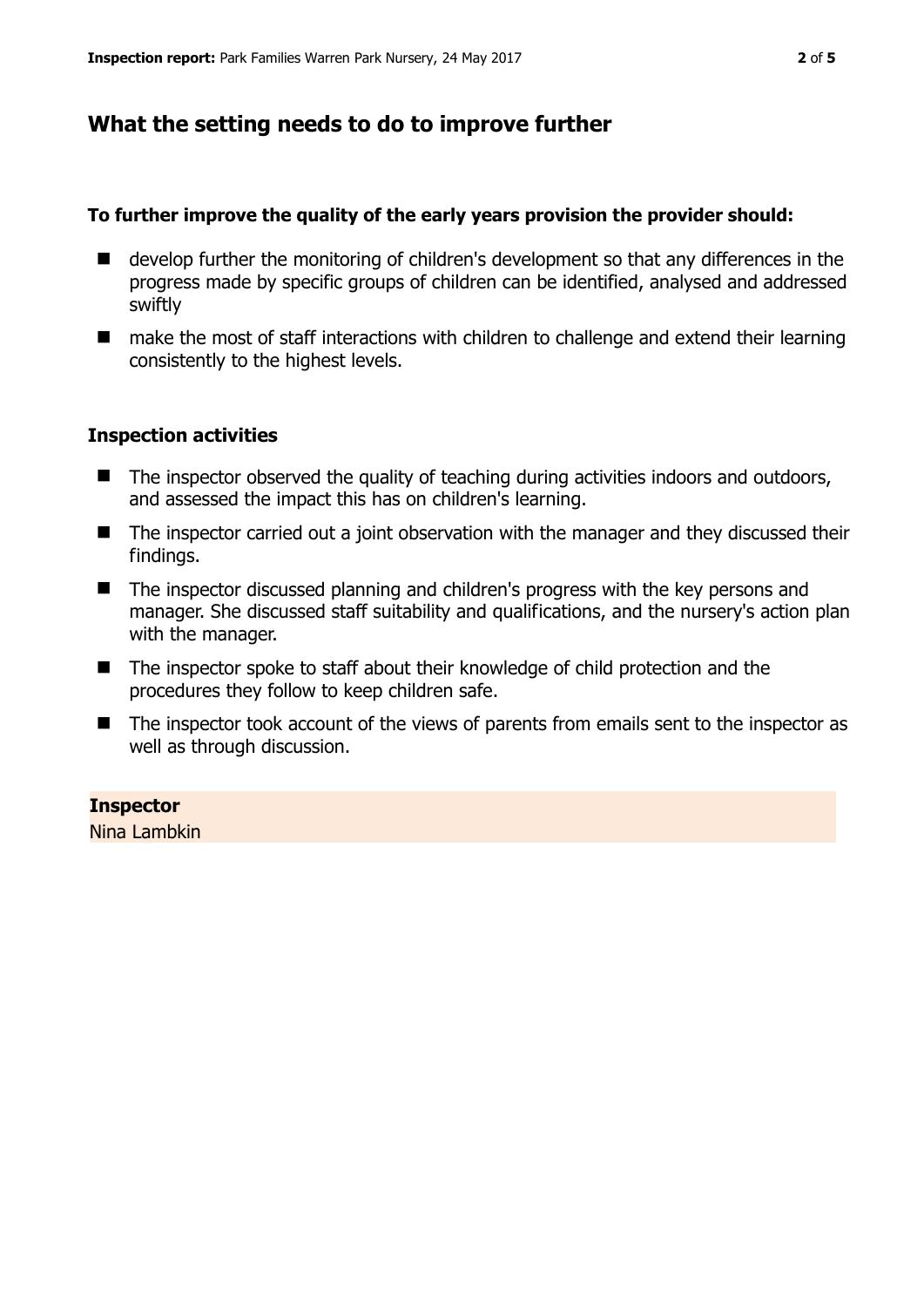## What the setting needs to do to improve further

**To further improve the quality of the early years provision the provider should:**

- develop further the monitoring of children's development so that any differences in the progress made by specific groups of children can be identified, analysed and addressed swiftly
- make the most of staff interactions with children to challenge and extend their learning consistently to the highest levels.

### Inspection activities

- The inspector observed the quality of teaching during activities indoors and outdoors, and assessed the impact this has on children's learning.
- The inspector carried out a joint observation with the manager and they discussed their findings.
- The inspector discussed planning and children's progress with the key persons and manager. She discussed staff suitability and qualifications, and the nursery's action plan with the manager.
- The inspector spoke to staff about their knowledge of child protection and the procedures they follow to keep children safe.
- The inspector took account of the views of parents from emails sent to the inspector as well as through discussion.

**Inspector**
Nina Lambkin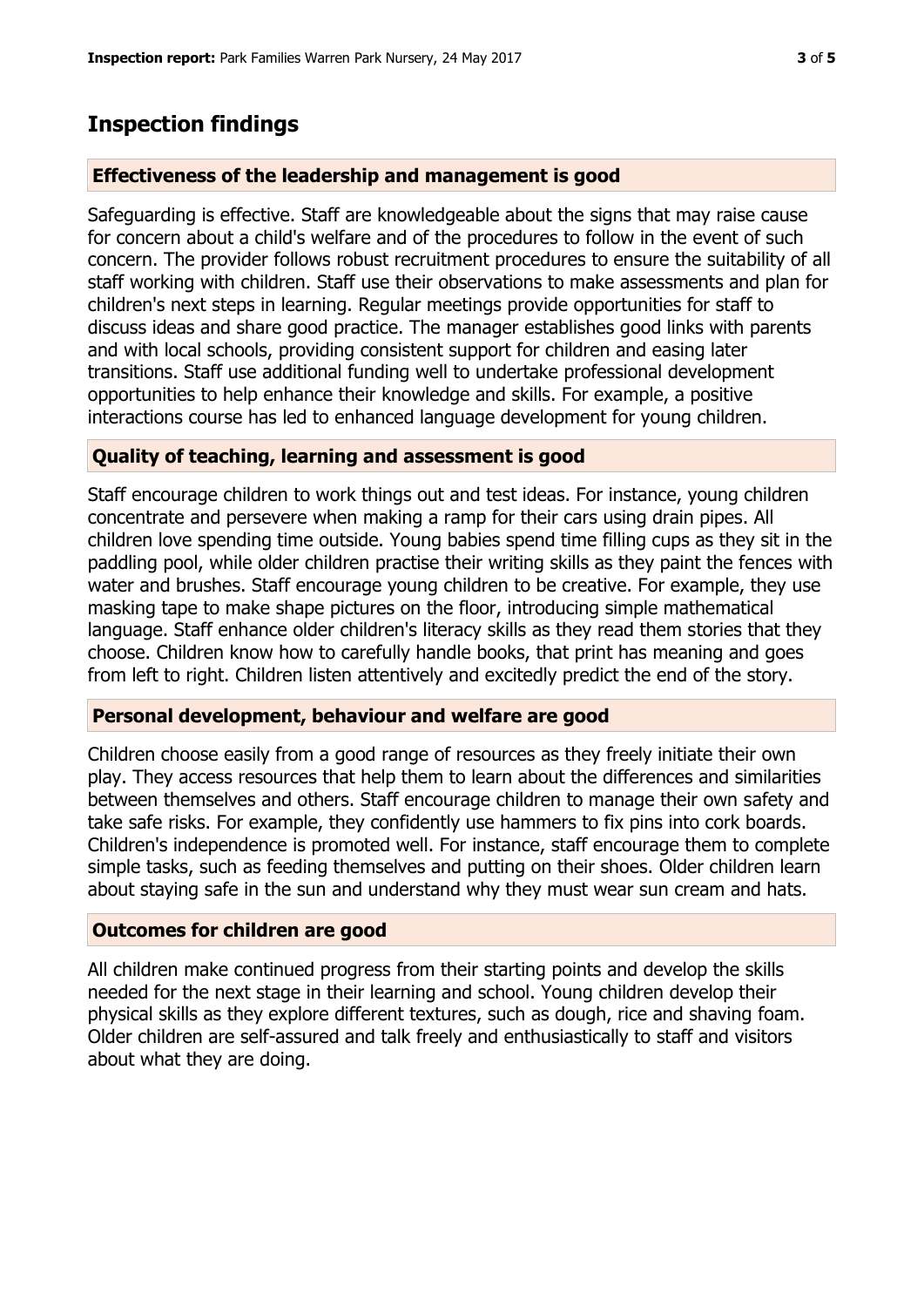## Inspection findings

### Effectiveness of the leadership and management is good

Safeguarding is effective. Staff are knowledgeable about the signs that may raise cause for concern about a child's welfare and of the procedures to follow in the event of such concern. The provider follows robust recruitment procedures to ensure the suitability of all staff working with children. Staff use their observations to make assessments and plan for children's next steps in learning. Regular meetings provide opportunities for staff to discuss ideas and share good practice. The manager establishes good links with parents and with local schools, providing consistent support for children and easing later transitions. Staff use additional funding well to undertake professional development opportunities to help enhance their knowledge and skills. For example, a positive interactions course has led to enhanced language development for young children.

### Quality of teaching, learning and assessment is good

Staff encourage children to work things out and test ideas. For instance, young children concentrate and persevere when making a ramp for their cars using drain pipes. All children love spending time outside. Young babies spend time filling cups as they sit in the paddling pool, while older children practise their writing skills as they paint the fences with water and brushes. Staff encourage young children to be creative. For example, they use masking tape to make shape pictures on the floor, introducing simple mathematical language. Staff enhance older children's literacy skills as they read them stories that they choose. Children know how to carefully handle books, that print has meaning and goes from left to right. Children listen attentively and excitedly predict the end of the story.

### Personal development, behaviour and welfare are good

Children choose easily from a good range of resources as they freely initiate their own play. They access resources that help them to learn about the differences and similarities between themselves and others. Staff encourage children to manage their own safety and take safe risks. For example, they confidently use hammers to fix pins into cork boards. Children's independence is promoted well. For instance, staff encourage them to complete simple tasks, such as feeding themselves and putting on their shoes. Older children learn about staying safe in the sun and understand why they must wear sun cream and hats.

### Outcomes for children are good

All children make continued progress from their starting points and develop the skills needed for the next stage in their learning and school. Young children develop their physical skills as they explore different textures, such as dough, rice and shaving foam. Older children are self-assured and talk freely and enthusiastically to staff and visitors about what they are doing.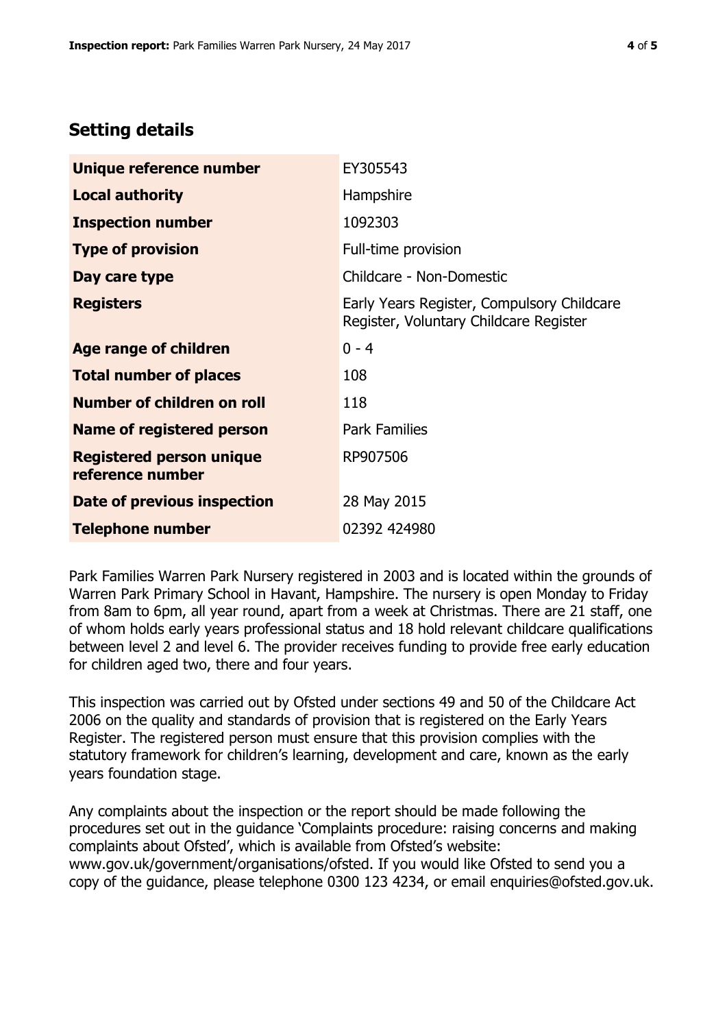## Setting details

| | |
|---|---|
| **Unique reference number** | EY305543 |
| **Local authority** | Hampshire |
| **Inspection number** | 1092303 |
| **Type of provision** | Full-time provision |
| **Day care type** | Childcare - Non-Domestic |
| **Registers** | Early Years Register, Compulsory Childcare Register, Voluntary Childcare Register |
| **Age range of children** | 0 - 4 |
| **Total number of places** | 108 |
| **Number of children on roll** | 118 |
| **Name of registered person** | Park Families |
| **Registered person unique reference number** | RP907506 |
| **Date of previous inspection** | 28 May 2015 |
| **Telephone number** | 02392 424980 |

Park Families Warren Park Nursery registered in 2003 and is located within the grounds of Warren Park Primary School in Havant, Hampshire. The nursery is open Monday to Friday from 8am to 6pm, all year round, apart from a week at Christmas. There are 21 staff, one of whom holds early years professional status and 18 hold relevant childcare qualifications between level 2 and level 6. The provider receives funding to provide free early education for children aged two, there and four years.

This inspection was carried out by Ofsted under sections 49 and 50 of the Childcare Act 2006 on the quality and standards of provision that is registered on the Early Years Register. The registered person must ensure that this provision complies with the statutory framework for children's learning, development and care, known as the early years foundation stage.

Any complaints about the inspection or the report should be made following the procedures set out in the guidance 'Complaints procedure: raising concerns and making complaints about Ofsted', which is available from Ofsted's website: www.gov.uk/government/organisations/ofsted. If you would like Ofsted to send you a copy of the guidance, please telephone 0300 123 4234, or email enquiries@ofsted.gov.uk.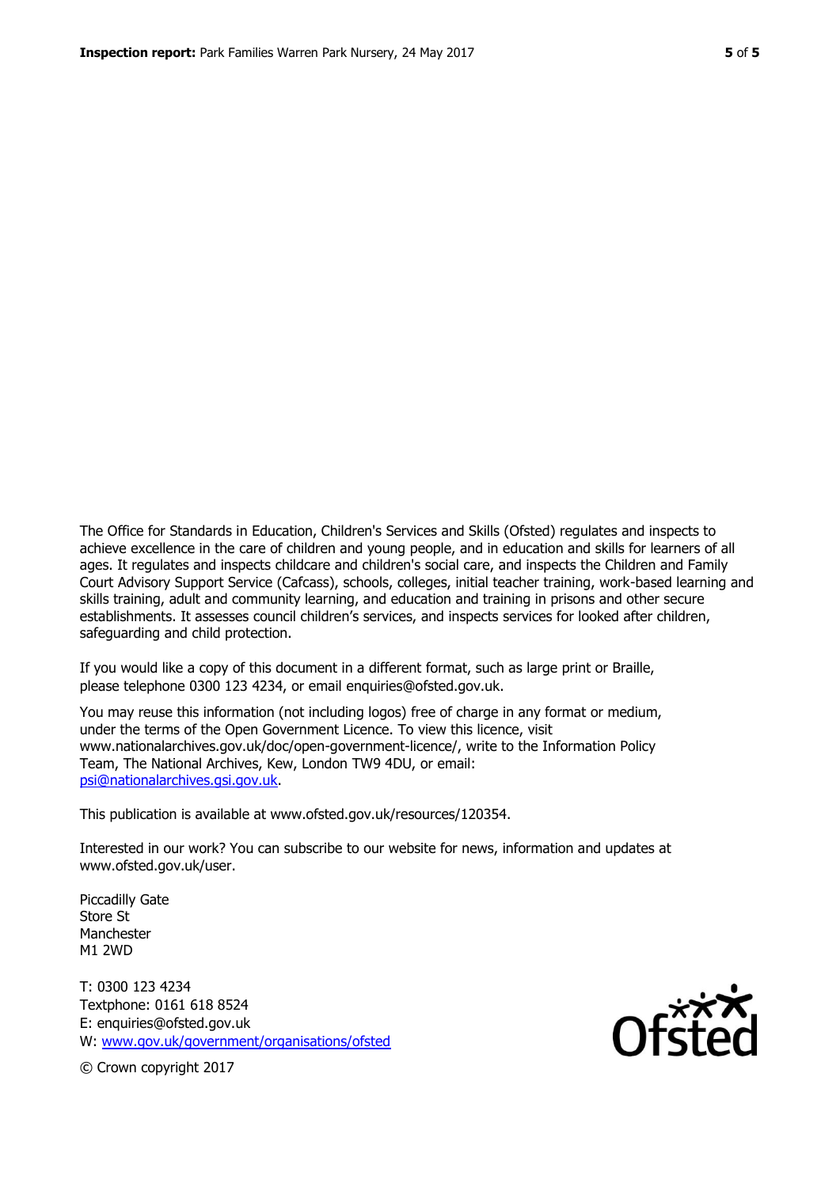The Office for Standards in Education, Children's Services and Skills (Ofsted) regulates and inspects to achieve excellence in the care of children and young people, and in education and skills for learners of all ages. It regulates and inspects childcare and children's social care, and inspects the Children and Family Court Advisory Support Service (Cafcass), schools, colleges, initial teacher training, work-based learning and skills training, adult and community learning, and education and training in prisons and other secure establishments. It assesses council children's services, and inspects services for looked after children, safeguarding and child protection.

If you would like a copy of this document in a different format, such as large print or Braille, please telephone 0300 123 4234, or email enquiries@ofsted.gov.uk.

You may reuse this information (not including logos) free of charge in any format or medium, under the terms of the Open Government Licence. To view this licence, visit www.nationalarchives.gov.uk/doc/open-government-licence/, write to the Information Policy Team, The National Archives, Kew, London TW9 4DU, or email: psi@nationalarchives.gsi.gov.uk.

This publication is available at www.ofsted.gov.uk/resources/120354.

Interested in our work? You can subscribe to our website for news, information and updates at www.ofsted.gov.uk/user.

Piccadilly Gate
Store St
Manchester
M1 2WD

T: 0300 123 4234
Textphone: 0161 618 8524
E: enquiries@ofsted.gov.uk
W: www.gov.uk/government/organisations/ofsted

© Crown copyright 2017